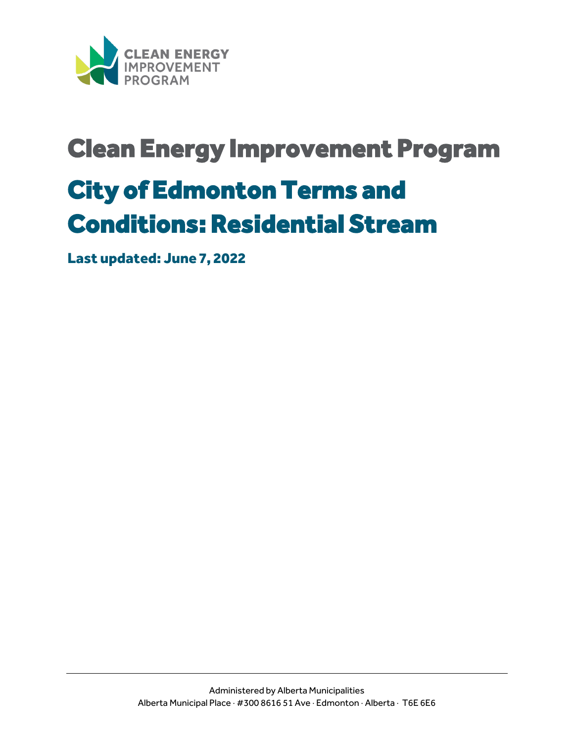# Clean Energy Improvement Program

# City of Edmonton Terms and Conditions: Residential Stream

**Last updated: June 7, 2022**

Administered by Alberta Municipalities
Alberta Municipal Place · #300 8616 51 Ave · Edmonton · Alberta · T6E 6E6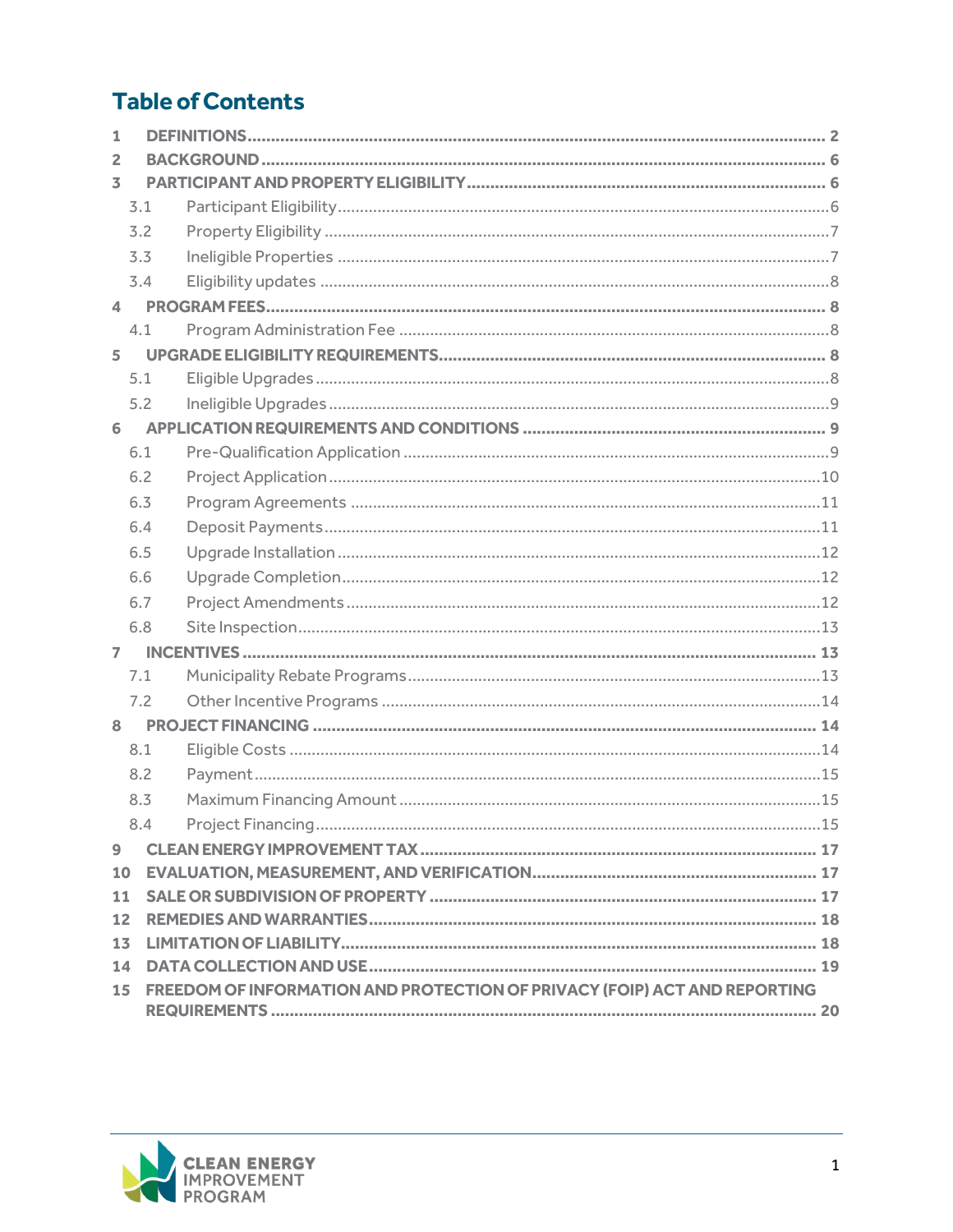# Table of Contents

1 DEFINITIONS ........ 2
2 BACKGROUND ........ 6
3 PARTICIPANT AND PROPERTY ELIGIBILITY ........ 6
- 3.1 Participant Eligibility ........ 6
- 3.2 Property Eligibility ........ 7
- 3.3 Ineligible Properties ........ 7
- 3.4 Eligibility updates ........ 8

4 PROGRAM FEES ........ 8
- 4.1 Program Administration Fee ........ 8

5 UPGRADE ELIGIBILITY REQUIREMENTS ........ 8
- 5.1 Eligible Upgrades ........ 8
- 5.2 Ineligible Upgrades ........ 9

6 APPLICATION REQUIREMENTS AND CONDITIONS ........ 9
- 6.1 Pre-Qualification Application ........ 9
- 6.2 Project Application ........ 10
- 6.3 Program Agreements ........ 11
- 6.4 Deposit Payments ........ 11
- 6.5 Upgrade Installation ........ 12
- 6.6 Upgrade Completion ........ 12
- 6.7 Project Amendments ........ 12
- 6.8 Site Inspection ........ 13

7 INCENTIVES ........ 13
- 7.1 Municipality Rebate Programs ........ 13
- 7.2 Other Incentive Programs ........ 14

8 PROJECT FINANCING ........ 14
- 8.1 Eligible Costs ........ 14
- 8.2 Payment ........ 15
- 8.3 Maximum Financing Amount ........ 15
- 8.4 Project Financing ........ 15

9 CLEAN ENERGY IMPROVEMENT TAX ........ 17
10 EVALUATION, MEASUREMENT, AND VERIFICATION ........ 17
11 SALE OR SUBDIVISION OF PROPERTY ........ 17
12 REMEDIES AND WARRANTIES ........ 18
13 LIMITATION OF LIABILITY ........ 18
14 DATA COLLECTION AND USE ........ 19
15 FREEDOM OF INFORMATION AND PROTECTION OF PRIVACY (FOIP) ACT AND REPORTING REQUIREMENTS ........ 20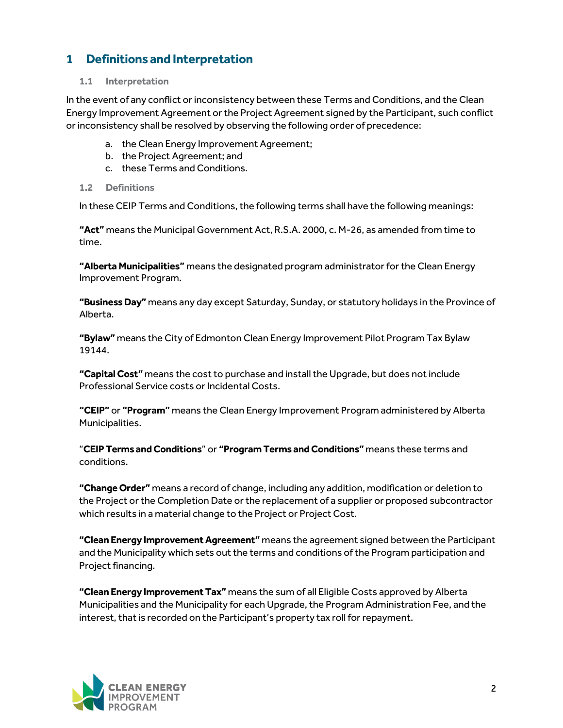# 1 Definitions and Interpretation

## 1.1 Interpretation

In the event of any conflict or inconsistency between these Terms and Conditions, and the Clean Energy Improvement Agreement or the Project Agreement signed by the Participant, such conflict or inconsistency shall be resolved by observing the following order of precedence:

a. the Clean Energy Improvement Agreement;
b. the Project Agreement; and
c. these Terms and Conditions.

## 1.2 Definitions

In these CEIP Terms and Conditions, the following terms shall have the following meanings:

**"Act"** means the Municipal Government Act, R.S.A. 2000, c. M-26, as amended from time to time.

**"Alberta Municipalities"** means the designated program administrator for the Clean Energy Improvement Program.

**"Business Day"** means any day except Saturday, Sunday, or statutory holidays in the Province of Alberta.

**"Bylaw"** means the City of Edmonton Clean Energy Improvement Pilot Program Tax Bylaw 19144.

**"Capital Cost"** means the cost to purchase and install the Upgrade, but does not include Professional Service costs or Incidental Costs.

**"CEIP"** or **"Program"** means the Clean Energy Improvement Program administered by Alberta Municipalities.

"**CEIP Terms and Conditions**" or **"Program Terms and Conditions"** means these terms and conditions.

**"Change Order"** means a record of change, including any addition, modification or deletion to the Project or the Completion Date or the replacement of a supplier or proposed subcontractor which results in a material change to the Project or Project Cost.

**"Clean Energy Improvement Agreement"** means the agreement signed between the Participant and the Municipality which sets out the terms and conditions of the Program participation and Project financing.

**"Clean Energy Improvement Tax"** means the sum of all Eligible Costs approved by Alberta Municipalities and the Municipality for each Upgrade, the Program Administration Fee, and the interest, that is recorded on the Participant's property tax roll for repayment.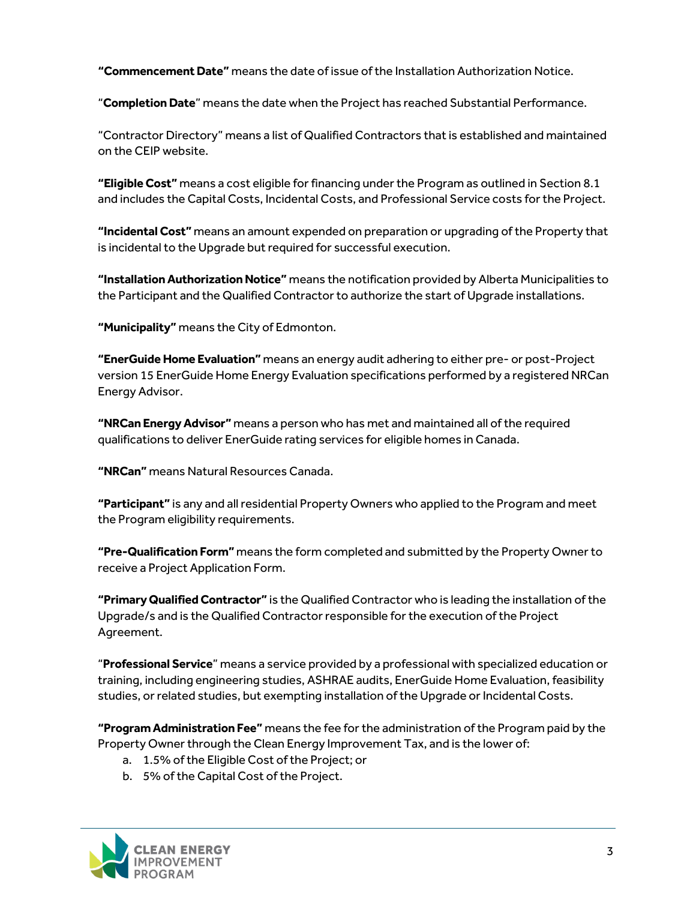**"Commencement Date"** means the date of issue of the Installation Authorization Notice.

"**Completion Date**" means the date when the Project has reached Substantial Performance.

"Contractor Directory" means a list of Qualified Contractors that is established and maintained on the CEIP website.

**"Eligible Cost"** means a cost eligible for financing under the Program as outlined in Section 8.1 and includes the Capital Costs, Incidental Costs, and Professional Service costs for the Project.

**"Incidental Cost"** means an amount expended on preparation or upgrading of the Property that is incidental to the Upgrade but required for successful execution.

**"Installation Authorization Notice"** means the notification provided by Alberta Municipalities to the Participant and the Qualified Contractor to authorize the start of Upgrade installations.

**"Municipality"** means the City of Edmonton.

**"EnerGuide Home Evaluation"** means an energy audit adhering to either pre- or post-Project version 15 EnerGuide Home Energy Evaluation specifications performed by a registered NRCan Energy Advisor.

**"NRCan Energy Advisor"** means a person who has met and maintained all of the required qualifications to deliver EnerGuide rating services for eligible homes in Canada.

**"NRCan"** means Natural Resources Canada.

**"Participant"** is any and all residential Property Owners who applied to the Program and meet the Program eligibility requirements.

**"Pre-Qualification Form"** means the form completed and submitted by the Property Owner to receive a Project Application Form.

**"Primary Qualified Contractor"** is the Qualified Contractor who is leading the installation of the Upgrade/s and is the Qualified Contractor responsible for the execution of the Project Agreement.

"**Professional Service**" means a service provided by a professional with specialized education or training, including engineering studies, ASHRAE audits, EnerGuide Home Evaluation, feasibility studies, or related studies, but exempting installation of the Upgrade or Incidental Costs.

**"Program Administration Fee"** means the fee for the administration of the Program paid by the Property Owner through the Clean Energy Improvement Tax, and is the lower of:

a. 1.5% of the Eligible Cost of the Project; or
b. 5% of the Capital Cost of the Project.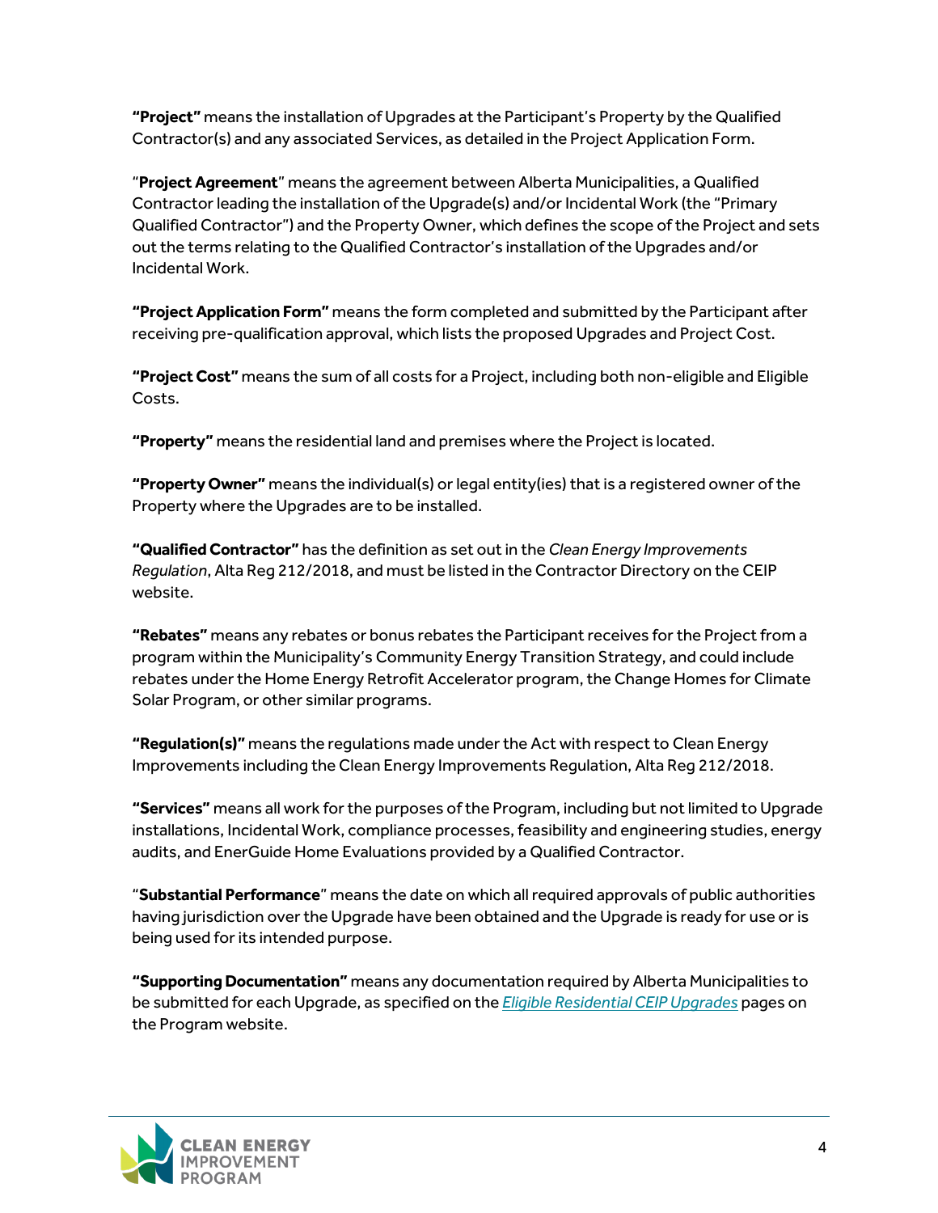**"Project"** means the installation of Upgrades at the Participant's Property by the Qualified Contractor(s) and any associated Services, as detailed in the Project Application Form.

"**Project Agreement**" means the agreement between Alberta Municipalities, a Qualified Contractor leading the installation of the Upgrade(s) and/or Incidental Work (the "Primary Qualified Contractor") and the Property Owner, which defines the scope of the Project and sets out the terms relating to the Qualified Contractor's installation of the Upgrades and/or Incidental Work.

**"Project Application Form"** means the form completed and submitted by the Participant after receiving pre-qualification approval, which lists the proposed Upgrades and Project Cost.

**"Project Cost"** means the sum of all costs for a Project, including both non-eligible and Eligible Costs.

**"Property"** means the residential land and premises where the Project is located.

**"Property Owner"** means the individual(s) or legal entity(ies) that is a registered owner of the Property where the Upgrades are to be installed.

**"Qualified Contractor"** has the definition as set out in the *Clean Energy Improvements Regulation*, Alta Reg 212/2018, and must be listed in the Contractor Directory on the CEIP website.

**"Rebates"** means any rebates or bonus rebates the Participant receives for the Project from a program within the Municipality's Community Energy Transition Strategy, and could include rebates under the Home Energy Retrofit Accelerator program, the Change Homes for Climate Solar Program, or other similar programs.

**"Regulation(s)"** means the regulations made under the Act with respect to Clean Energy Improvements including the Clean Energy Improvements Regulation, Alta Reg 212/2018.

**"Services"** means all work for the purposes of the Program, including but not limited to Upgrade installations, Incidental Work, compliance processes, feasibility and engineering studies, energy audits, and EnerGuide Home Evaluations provided by a Qualified Contractor.

"**Substantial Performance**" means the date on which all required approvals of public authorities having jurisdiction over the Upgrade have been obtained and the Upgrade is ready for use or is being used for its intended purpose.

**"Supporting Documentation"** means any documentation required by Alberta Municipalities to be submitted for each Upgrade, as specified on the *Eligible Residential CEIP Upgrades* pages on the Program website.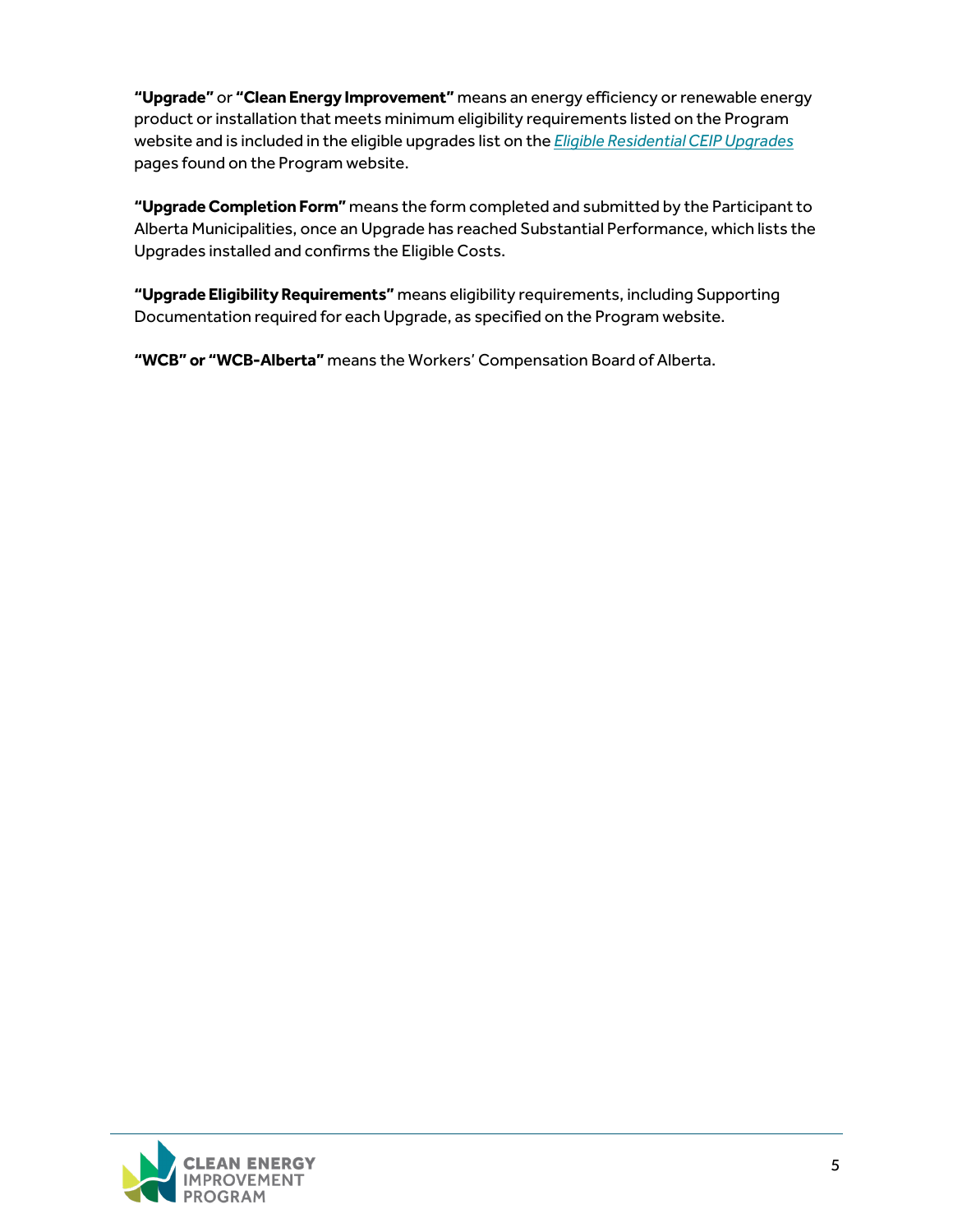**"Upgrade"** or **"Clean Energy Improvement"** means an energy efficiency or renewable energy product or installation that meets minimum eligibility requirements listed on the Program website and is included in the eligible upgrades list on the *Eligible Residential CEIP Upgrades* pages found on the Program website.

**"Upgrade Completion Form"** means the form completed and submitted by the Participant to Alberta Municipalities, once an Upgrade has reached Substantial Performance, which lists the Upgrades installed and confirms the Eligible Costs.

**"Upgrade Eligibility Requirements"** means eligibility requirements, including Supporting Documentation required for each Upgrade, as specified on the Program website.

**"WCB" or "WCB-Alberta"** means the Workers' Compensation Board of Alberta.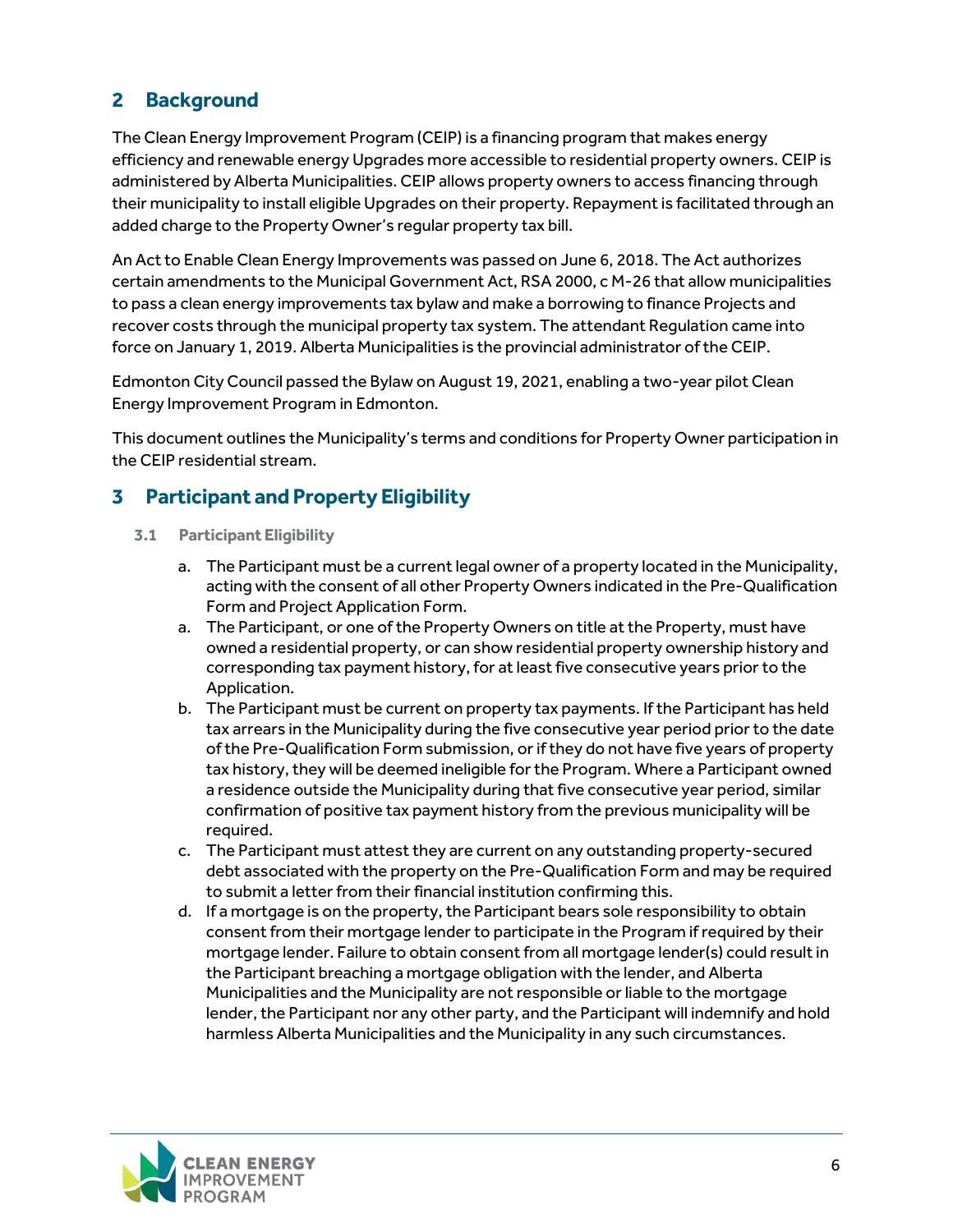## 2 Background

The Clean Energy Improvement Program (CEIP) is a financing program that makes energy efficiency and renewable energy Upgrades more accessible to residential property owners. CEIP is administered by Alberta Municipalities. CEIP allows property owners to access financing through their municipality to install eligible Upgrades on their property. Repayment is facilitated through an added charge to the Property Owner's regular property tax bill.

An Act to Enable Clean Energy Improvements was passed on June 6, 2018. The Act authorizes certain amendments to the Municipal Government Act, RSA 2000, c M-26 that allow municipalities to pass a clean energy improvements tax bylaw and make a borrowing to finance Projects and recover costs through the municipal property tax system. The attendant Regulation came into force on January 1, 2019. Alberta Municipalities is the provincial administrator of the CEIP.

Edmonton City Council passed the Bylaw on August 19, 2021, enabling a two-year pilot Clean Energy Improvement Program in Edmonton.

This document outlines the Municipality's terms and conditions for Property Owner participation in the CEIP residential stream.

## 3 Participant and Property Eligibility

### 3.1 Participant Eligibility

a. The Participant must be a current legal owner of a property located in the Municipality, acting with the consent of all other Property Owners indicated in the Pre-Qualification Form and Project Application Form.

a. The Participant, or one of the Property Owners on title at the Property, must have owned a residential property, or can show residential property ownership history and corresponding tax payment history, for at least five consecutive years prior to the Application.

b. The Participant must be current on property tax payments. If the Participant has held tax arrears in the Municipality during the five consecutive year period prior to the date of the Pre-Qualification Form submission, or if they do not have five years of property tax history, they will be deemed ineligible for the Program. Where a Participant owned a residence outside the Municipality during that five consecutive year period, similar confirmation of positive tax payment history from the previous municipality will be required.

c. The Participant must attest they are current on any outstanding property-secured debt associated with the property on the Pre-Qualification Form and may be required to submit a letter from their financial institution confirming this.

d. If a mortgage is on the property, the Participant bears sole responsibility to obtain consent from their mortgage lender to participate in the Program if required by their mortgage lender. Failure to obtain consent from all mortgage lender(s) could result in the Participant breaching a mortgage obligation with the lender, and Alberta Municipalities and the Municipality are not responsible or liable to the mortgage lender, the Participant nor any other party, and the Participant will indemnify and hold harmless Alberta Municipalities and the Municipality in any such circumstances.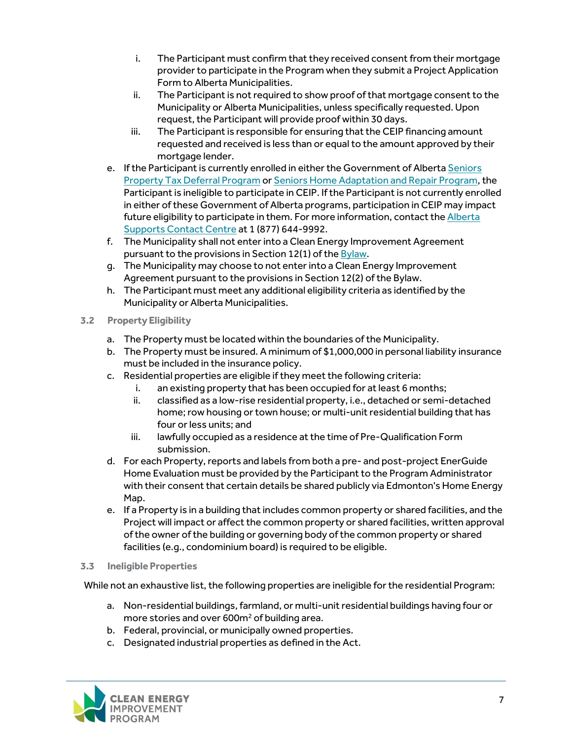i. The Participant must confirm that they received consent from their mortgage provider to participate in the Program when they submit a Project Application Form to Alberta Municipalities.
   ii. The Participant is not required to show proof of that mortgage consent to the Municipality or Alberta Municipalities, unless specifically requested. Upon request, the Participant will provide proof within 30 days.
   iii. The Participant is responsible for ensuring that the CEIP financing amount requested and received is less than or equal to the amount approved by their mortgage lender.

e. If the Participant is currently enrolled in either the Government of Alberta Seniors Property Tax Deferral Program or Seniors Home Adaptation and Repair Program, the Participant is ineligible to participate in CEIP. If the Participant is not currently enrolled in either of these Government of Alberta programs, participation in CEIP may impact future eligibility to participate in them. For more information, contact the Alberta Supports Contact Centre at 1 (877) 644-9992.
f. The Municipality shall not enter into a Clean Energy Improvement Agreement pursuant to the provisions in Section 12(1) of the Bylaw.
g. The Municipality may choose to not enter into a Clean Energy Improvement Agreement pursuant to the provisions in Section 12(2) of the Bylaw.
h. The Participant must meet any additional eligibility criteria as identified by the Municipality or Alberta Municipalities.

### 3.2 Property Eligibility

a. The Property must be located within the boundaries of the Municipality.
b. The Property must be insured. A minimum of $1,000,000 in personal liability insurance must be included in the insurance policy.
c. Residential properties are eligible if they meet the following criteria:
   i. an existing property that has been occupied for at least 6 months;
   ii. classified as a low-rise residential property, i.e., detached or semi-detached home; row housing or town house; or multi-unit residential building that has four or less units; and
   iii. lawfully occupied as a residence at the time of Pre-Qualification Form submission.
d. For each Property, reports and labels from both a pre- and post-project EnerGuide Home Evaluation must be provided by the Participant to the Program Administrator with their consent that certain details be shared publicly via Edmonton's Home Energy Map.
e. If a Property is in a building that includes common property or shared facilities, and the Project will impact or affect the common property or shared facilities, written approval of the owner of the building or governing body of the common property or shared facilities (e.g., condominium board) is required to be eligible.

### 3.3 Ineligible Properties

While not an exhaustive list, the following properties are ineligible for the residential Program:

a. Non-residential buildings, farmland, or multi-unit residential buildings having four or more stories and over 600m$^2$ of building area.
b. Federal, provincial, or municipally owned properties.
c. Designated industrial properties as defined in the Act.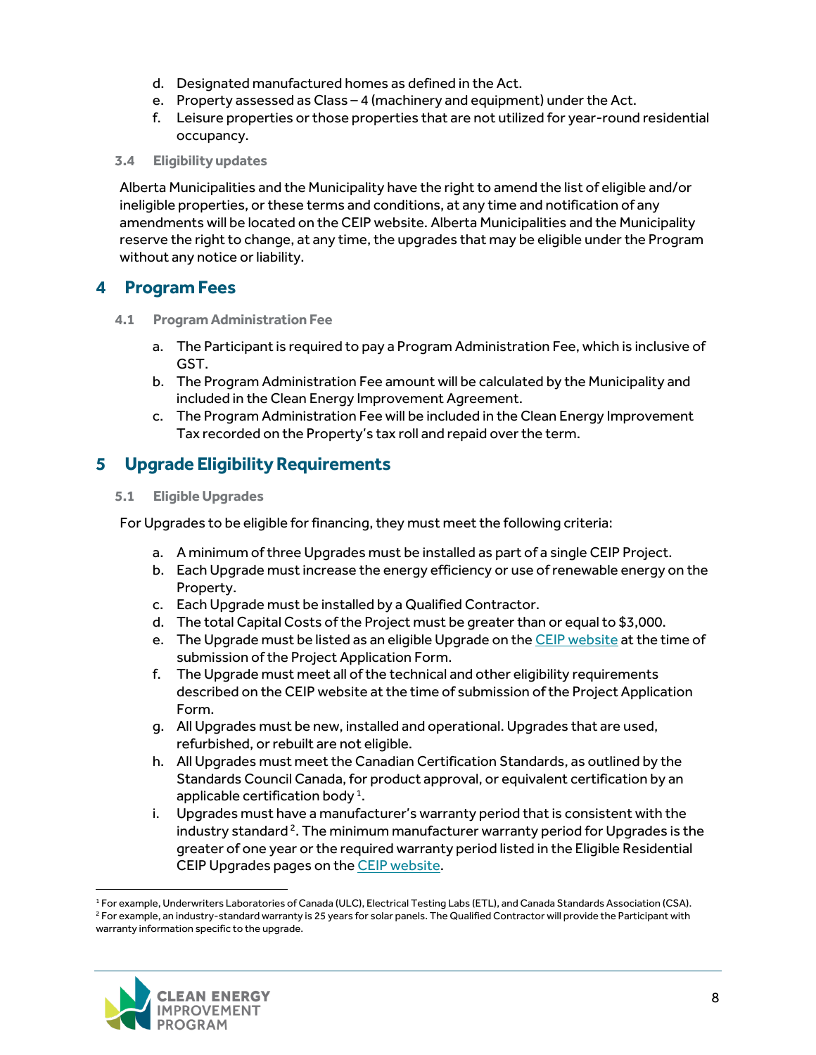d. Designated manufactured homes as defined in the Act.
e. Property assessed as Class – 4 (machinery and equipment) under the Act.
f. Leisure properties or those properties that are not utilized for year-round residential occupancy.

### 3.4 Eligibility updates

Alberta Municipalities and the Municipality have the right to amend the list of eligible and/or ineligible properties, or these terms and conditions, at any time and notification of any amendments will be located on the CEIP website. Alberta Municipalities and the Municipality reserve the right to change, at any time, the upgrades that may be eligible under the Program without any notice or liability.

## 4 Program Fees

### 4.1 Program Administration Fee

a. The Participant is required to pay a Program Administration Fee, which is inclusive of GST.
b. The Program Administration Fee amount will be calculated by the Municipality and included in the Clean Energy Improvement Agreement.
c. The Program Administration Fee will be included in the Clean Energy Improvement Tax recorded on the Property's tax roll and repaid over the term.

## 5 Upgrade Eligibility Requirements

### 5.1 Eligible Upgrades

For Upgrades to be eligible for financing, they must meet the following criteria:

a. A minimum of three Upgrades must be installed as part of a single CEIP Project.
b. Each Upgrade must increase the energy efficiency or use of renewable energy on the Property.
c. Each Upgrade must be installed by a Qualified Contractor.
d. The total Capital Costs of the Project must be greater than or equal to $3,000.
e. The Upgrade must be listed as an eligible Upgrade on the CEIP website at the time of submission of the Project Application Form.
f. The Upgrade must meet all of the technical and other eligibility requirements described on the CEIP website at the time of submission of the Project Application Form.
g. All Upgrades must be new, installed and operational. Upgrades that are used, refurbished, or rebuilt are not eligible.
h. All Upgrades must meet the Canadian Certification Standards, as outlined by the Standards Council Canada, for product approval, or equivalent certification by an applicable certification body [1].
i. Upgrades must have a manufacturer's warranty period that is consistent with the industry standard [2]. The minimum manufacturer warranty period for Upgrades is the greater of one year or the required warranty period listed in the Eligible Residential CEIP Upgrades pages on the CEIP website.

---

[1] For example, Underwriters Laboratories of Canada (ULC), Electrical Testing Labs (ETL), and Canada Standards Association (CSA).

[2] For example, an industry-standard warranty is 25 years for solar panels. The Qualified Contractor will provide the Participant with warranty information specific to the upgrade.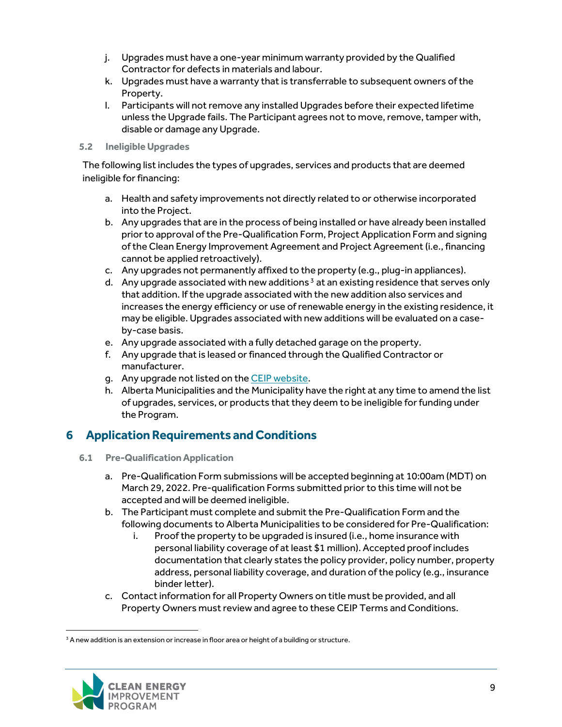j. Upgrades must have a one-year minimum warranty provided by the Qualified Contractor for defects in materials and labour.
k. Upgrades must have a warranty that is transferrable to subsequent owners of the Property.
l. Participants will not remove any installed Upgrades before their expected lifetime unless the Upgrade fails. The Participant agrees not to move, remove, tamper with, disable or damage any Upgrade.

### 5.2 Ineligible Upgrades

The following list includes the types of upgrades, services and products that are deemed ineligible for financing:

a. Health and safety improvements not directly related to or otherwise incorporated into the Project.
b. Any upgrades that are in the process of being installed or have already been installed prior to approval of the Pre-Qualification Form, Project Application Form and signing of the Clean Energy Improvement Agreement and Project Agreement (i.e., financing cannot be applied retroactively).
c. Any upgrades not permanently affixed to the property (e.g., plug-in appliances).
d. Any upgrade associated with new additions [3] at an existing residence that serves only that addition. If the upgrade associated with the new addition also services and increases the energy efficiency or use of renewable energy in the existing residence, it may be eligible. Upgrades associated with new additions will be evaluated on a case-by-case basis.
e. Any upgrade associated with a fully detached garage on the property.
f. Any upgrade that is leased or financed through the Qualified Contractor or manufacturer.
g. Any upgrade not listed on the CEIP website.
h. Alberta Municipalities and the Municipality have the right at any time to amend the list of upgrades, services, or products that they deem to be ineligible for funding under the Program.

## 6 Application Requirements and Conditions

### 6.1 Pre-Qualification Application

a. Pre-Qualification Form submissions will be accepted beginning at 10:00am (MDT) on March 29, 2022. Pre-qualification Forms submitted prior to this time will not be accepted and will be deemed ineligible.
b. The Participant must complete and submit the Pre-Qualification Form and the following documents to Alberta Municipalities to be considered for Pre-Qualification:
    i. Proof the property to be upgraded is insured (i.e., home insurance with personal liability coverage of at least $1 million). Accepted proof includes documentation that clearly states the policy provider, policy number, property address, personal liability coverage, and duration of the policy (e.g., insurance binder letter).
c. Contact information for all Property Owners on title must be provided, and all Property Owners must review and agree to these CEIP Terms and Conditions.

[3] A new addition is an extension or increase in floor area or height of a building or structure.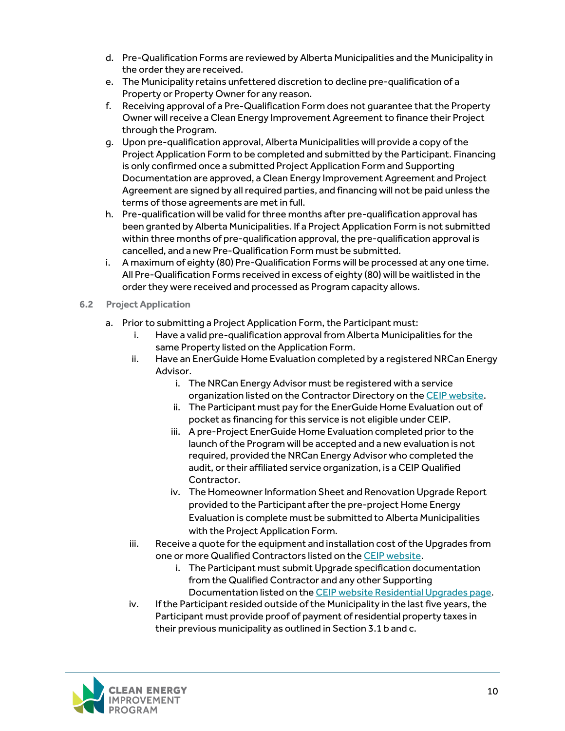d. Pre-Qualification Forms are reviewed by Alberta Municipalities and the Municipality in the order they are received.
e. The Municipality retains unfettered discretion to decline pre-qualification of a Property or Property Owner for any reason.
f. Receiving approval of a Pre-Qualification Form does not guarantee that the Property Owner will receive a Clean Energy Improvement Agreement to finance their Project through the Program.
g. Upon pre-qualification approval, Alberta Municipalities will provide a copy of the Project Application Form to be completed and submitted by the Participant. Financing is only confirmed once a submitted Project Application Form and Supporting Documentation are approved, a Clean Energy Improvement Agreement and Project Agreement are signed by all required parties, and financing will not be paid unless the terms of those agreements are met in full.
h. Pre-qualification will be valid for three months after pre-qualification approval has been granted by Alberta Municipalities. If a Project Application Form is not submitted within three months of pre-qualification approval, the pre-qualification approval is cancelled, and a new Pre-Qualification Form must be submitted.
i. A maximum of eighty (80) Pre-Qualification Forms will be processed at any one time. All Pre-Qualification Forms received in excess of eighty (80) will be waitlisted in the order they were received and processed as Program capacity allows.

### 6.2 Project Application

a. Prior to submitting a Project Application Form, the Participant must:
   i. Have a valid pre-qualification approval from Alberta Municipalities for the same Property listed on the Application Form.
   ii. Have an EnerGuide Home Evaluation completed by a registered NRCan Energy Advisor.
      i. The NRCan Energy Advisor must be registered with a service organization listed on the Contractor Directory on the CEIP website.
      ii. The Participant must pay for the EnerGuide Home Evaluation out of pocket as financing for this service is not eligible under CEIP.
      iii. A pre-Project EnerGuide Home Evaluation completed prior to the launch of the Program will be accepted and a new evaluation is not required, provided the NRCan Energy Advisor who completed the audit, or their affiliated service organization, is a CEIP Qualified Contractor.
      iv. The Homeowner Information Sheet and Renovation Upgrade Report provided to the Participant after the pre-project Home Energy Evaluation is complete must be submitted to Alberta Municipalities with the Project Application Form.
   iii. Receive a quote for the equipment and installation cost of the Upgrades from one or more Qualified Contractors listed on the CEIP website.
      i. The Participant must submit Upgrade specification documentation from the Qualified Contractor and any other Supporting Documentation listed on the CEIP website Residential Upgrades page.
   iv. If the Participant resided outside of the Municipality in the last five years, the Participant must provide proof of payment of residential property taxes in their previous municipality as outlined in Section 3.1 b and c.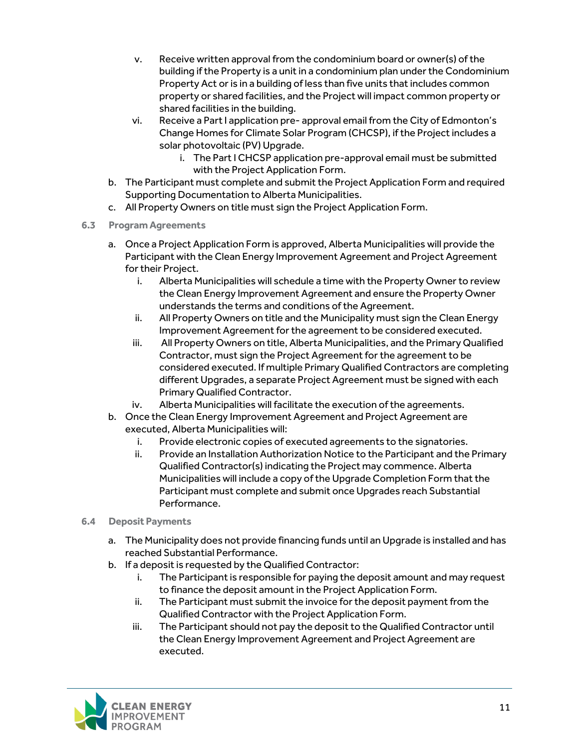v. Receive written approval from the condominium board or owner(s) of the building if the Property is a unit in a condominium plan under the Condominium Property Act or is in a building of less than five units that includes common property or shared facilities, and the Project will impact common property or shared facilities in the building.

vi. Receive a Part I application pre- approval email from the City of Edmonton's Change Homes for Climate Solar Program (CHCSP), if the Project includes a solar photovoltaic (PV) Upgrade.

   i. The Part I CHCSP application pre-approval email must be submitted with the Project Application Form.

b. The Participant must complete and submit the Project Application Form and required Supporting Documentation to Alberta Municipalities.

c. All Property Owners on title must sign the Project Application Form.

### 6.3 Program Agreements

a. Once a Project Application Form is approved, Alberta Municipalities will provide the Participant with the Clean Energy Improvement Agreement and Project Agreement for their Project.

   i. Alberta Municipalities will schedule a time with the Property Owner to review the Clean Energy Improvement Agreement and ensure the Property Owner understands the terms and conditions of the Agreement.

   ii. All Property Owners on title and the Municipality must sign the Clean Energy Improvement Agreement for the agreement to be considered executed.

   iii. All Property Owners on title, Alberta Municipalities, and the Primary Qualified Contractor, must sign the Project Agreement for the agreement to be considered executed. If multiple Primary Qualified Contractors are completing different Upgrades, a separate Project Agreement must be signed with each Primary Qualified Contractor.

   iv. Alberta Municipalities will facilitate the execution of the agreements.

b. Once the Clean Energy Improvement Agreement and Project Agreement are executed, Alberta Municipalities will:

   i. Provide electronic copies of executed agreements to the signatories.

   ii. Provide an Installation Authorization Notice to the Participant and the Primary Qualified Contractor(s) indicating the Project may commence. Alberta Municipalities will include a copy of the Upgrade Completion Form that the Participant must complete and submit once Upgrades reach Substantial Performance.

### 6.4 Deposit Payments

a. The Municipality does not provide financing funds until an Upgrade is installed and has reached Substantial Performance.

b. If a deposit is requested by the Qualified Contractor:

   i. The Participant is responsible for paying the deposit amount and may request to finance the deposit amount in the Project Application Form.

   ii. The Participant must submit the invoice for the deposit payment from the Qualified Contractor with the Project Application Form.

   iii. The Participant should not pay the deposit to the Qualified Contractor until the Clean Energy Improvement Agreement and Project Agreement are executed.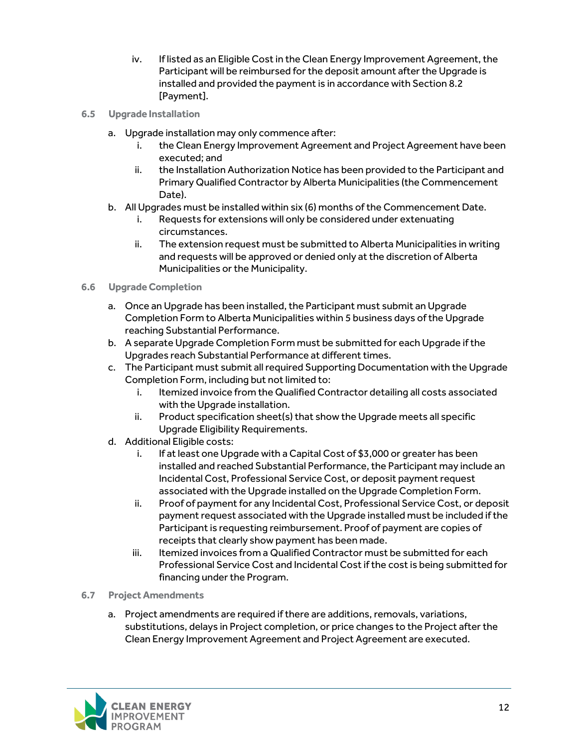iv. If listed as an Eligible Cost in the Clean Energy Improvement Agreement, the Participant will be reimbursed for the deposit amount after the Upgrade is installed and provided the payment is in accordance with Section 8.2 [Payment].

### 6.5 Upgrade Installation

a. Upgrade installation may only commence after:
   i. the Clean Energy Improvement Agreement and Project Agreement have been executed; and
   ii. the Installation Authorization Notice has been provided to the Participant and Primary Qualified Contractor by Alberta Municipalities (the Commencement Date).

b. All Upgrades must be installed within six (6) months of the Commencement Date.
   i. Requests for extensions will only be considered under extenuating circumstances.
   ii. The extension request must be submitted to Alberta Municipalities in writing and requests will be approved or denied only at the discretion of Alberta Municipalities or the Municipality.

### 6.6 Upgrade Completion

a. Once an Upgrade has been installed, the Participant must submit an Upgrade Completion Form to Alberta Municipalities within 5 business days of the Upgrade reaching Substantial Performance.

b. A separate Upgrade Completion Form must be submitted for each Upgrade if the Upgrades reach Substantial Performance at different times.

c. The Participant must submit all required Supporting Documentation with the Upgrade Completion Form, including but not limited to:
   i. Itemized invoice from the Qualified Contractor detailing all costs associated with the Upgrade installation.
   ii. Product specification sheet(s) that show the Upgrade meets all specific Upgrade Eligibility Requirements.

d. Additional Eligible costs:
   i. If at least one Upgrade with a Capital Cost of $3,000 or greater has been installed and reached Substantial Performance, the Participant may include an Incidental Cost, Professional Service Cost, or deposit payment request associated with the Upgrade installed on the Upgrade Completion Form.
   ii. Proof of payment for any Incidental Cost, Professional Service Cost, or deposit payment request associated with the Upgrade installed must be included if the Participant is requesting reimbursement. Proof of payment are copies of receipts that clearly show payment has been made.
   iii. Itemized invoices from a Qualified Contractor must be submitted for each Professional Service Cost and Incidental Cost if the cost is being submitted for financing under the Program.

### 6.7 Project Amendments

a. Project amendments are required if there are additions, removals, variations, substitutions, delays in Project completion, or price changes to the Project after the Clean Energy Improvement Agreement and Project Agreement are executed.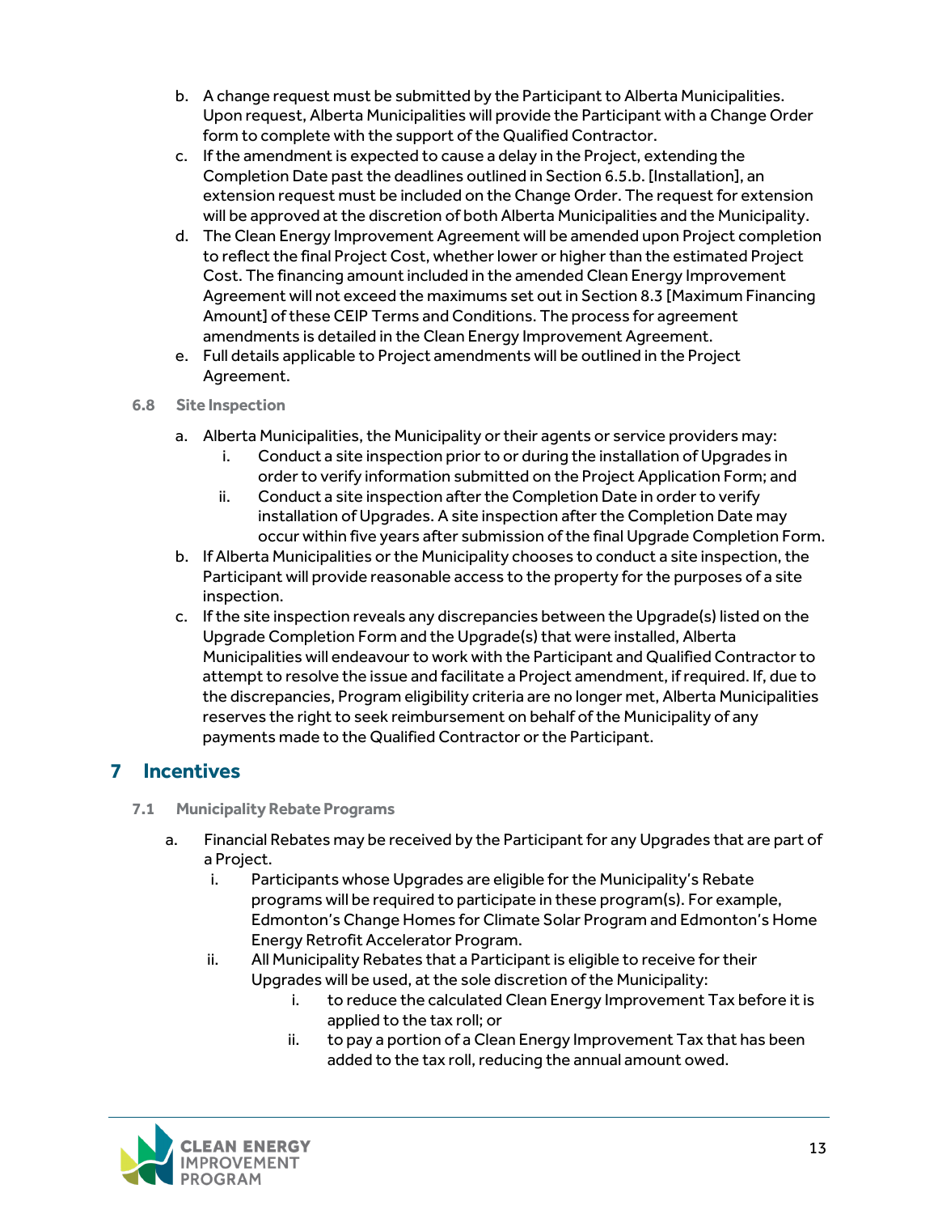b. A change request must be submitted by the Participant to Alberta Municipalities. Upon request, Alberta Municipalities will provide the Participant with a Change Order form to complete with the support of the Qualified Contractor.
c. If the amendment is expected to cause a delay in the Project, extending the Completion Date past the deadlines outlined in Section 6.5.b. [Installation], an extension request must be included on the Change Order. The request for extension will be approved at the discretion of both Alberta Municipalities and the Municipality.
d. The Clean Energy Improvement Agreement will be amended upon Project completion to reflect the final Project Cost, whether lower or higher than the estimated Project Cost. The financing amount included in the amended Clean Energy Improvement Agreement will not exceed the maximums set out in Section 8.3 [Maximum Financing Amount] of these CEIP Terms and Conditions. The process for agreement amendments is detailed in the Clean Energy Improvement Agreement.
e. Full details applicable to Project amendments will be outlined in the Project Agreement.

### 6.8 Site Inspection

a. Alberta Municipalities, the Municipality or their agents or service providers may:
   i. Conduct a site inspection prior to or during the installation of Upgrades in order to verify information submitted on the Project Application Form; and
   ii. Conduct a site inspection after the Completion Date in order to verify installation of Upgrades. A site inspection after the Completion Date may occur within five years after submission of the final Upgrade Completion Form.
b. If Alberta Municipalities or the Municipality chooses to conduct a site inspection, the Participant will provide reasonable access to the property for the purposes of a site inspection.
c. If the site inspection reveals any discrepancies between the Upgrade(s) listed on the Upgrade Completion Form and the Upgrade(s) that were installed, Alberta Municipalities will endeavour to work with the Participant and Qualified Contractor to attempt to resolve the issue and facilitate a Project amendment, if required. If, due to the discrepancies, Program eligibility criteria are no longer met, Alberta Municipalities reserves the right to seek reimbursement on behalf of the Municipality of any payments made to the Qualified Contractor or the Participant.

## 7 Incentives

### 7.1 Municipality Rebate Programs

a. Financial Rebates may be received by the Participant for any Upgrades that are part of a Project.
   i. Participants whose Upgrades are eligible for the Municipality's Rebate programs will be required to participate in these program(s). For example, Edmonton's Change Homes for Climate Solar Program and Edmonton's Home Energy Retrofit Accelerator Program.
   ii. All Municipality Rebates that a Participant is eligible to receive for their Upgrades will be used, at the sole discretion of the Municipality:
      i. to reduce the calculated Clean Energy Improvement Tax before it is applied to the tax roll; or
      ii. to pay a portion of a Clean Energy Improvement Tax that has been added to the tax roll, reducing the annual amount owed.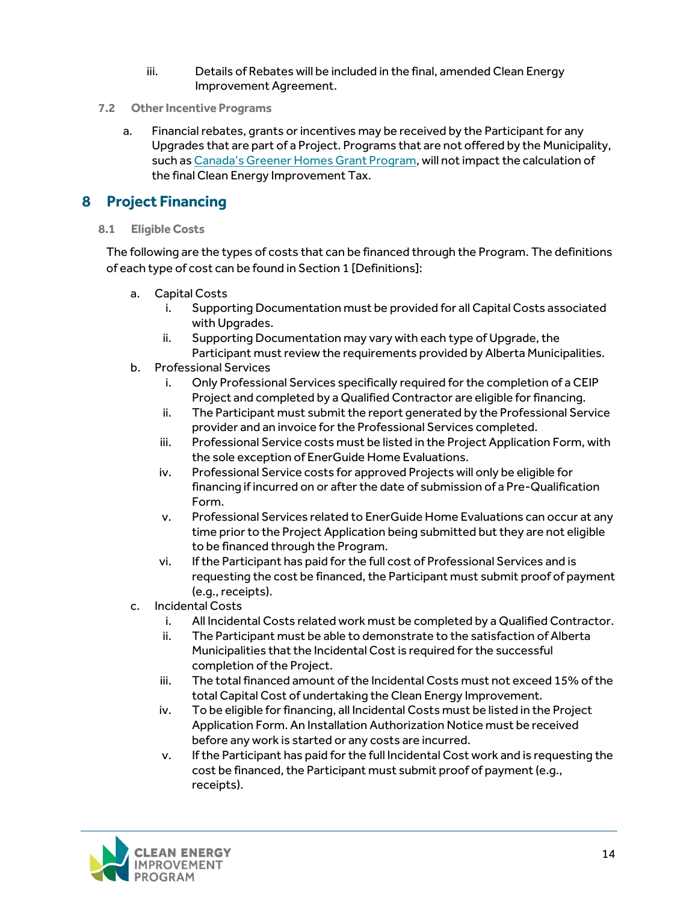iii. Details of Rebates will be included in the final, amended Clean Energy Improvement Agreement.

### 7.2 Other Incentive Programs

a. Financial rebates, grants or incentives may be received by the Participant for any Upgrades that are part of a Project. Programs that are not offered by the Municipality, such as Canada's Greener Homes Grant Program, will not impact the calculation of the final Clean Energy Improvement Tax.

## 8 Project Financing

### 8.1 Eligible Costs

The following are the types of costs that can be financed through the Program. The definitions of each type of cost can be found in Section 1 [Definitions]:

a. Capital Costs
   i. Supporting Documentation must be provided for all Capital Costs associated with Upgrades.
   ii. Supporting Documentation may vary with each type of Upgrade, the Participant must review the requirements provided by Alberta Municipalities.

b. Professional Services
   i. Only Professional Services specifically required for the completion of a CEIP Project and completed by a Qualified Contractor are eligible for financing.
   ii. The Participant must submit the report generated by the Professional Service provider and an invoice for the Professional Services completed.
   iii. Professional Service costs must be listed in the Project Application Form, with the sole exception of EnerGuide Home Evaluations.
   iv. Professional Service costs for approved Projects will only be eligible for financing if incurred on or after the date of submission of a Pre-Qualification Form.
   v. Professional Services related to EnerGuide Home Evaluations can occur at any time prior to the Project Application being submitted but they are not eligible to be financed through the Program.
   vi. If the Participant has paid for the full cost of Professional Services and is requesting the cost be financed, the Participant must submit proof of payment (e.g., receipts).

c. Incidental Costs
   i. All Incidental Costs related work must be completed by a Qualified Contractor.
   ii. The Participant must be able to demonstrate to the satisfaction of Alberta Municipalities that the Incidental Cost is required for the successful completion of the Project.
   iii. The total financed amount of the Incidental Costs must not exceed 15% of the total Capital Cost of undertaking the Clean Energy Improvement.
   iv. To be eligible for financing, all Incidental Costs must be listed in the Project Application Form. An Installation Authorization Notice must be received before any work is started or any costs are incurred.
   v. If the Participant has paid for the full Incidental Cost work and is requesting the cost be financed, the Participant must submit proof of payment (e.g., receipts).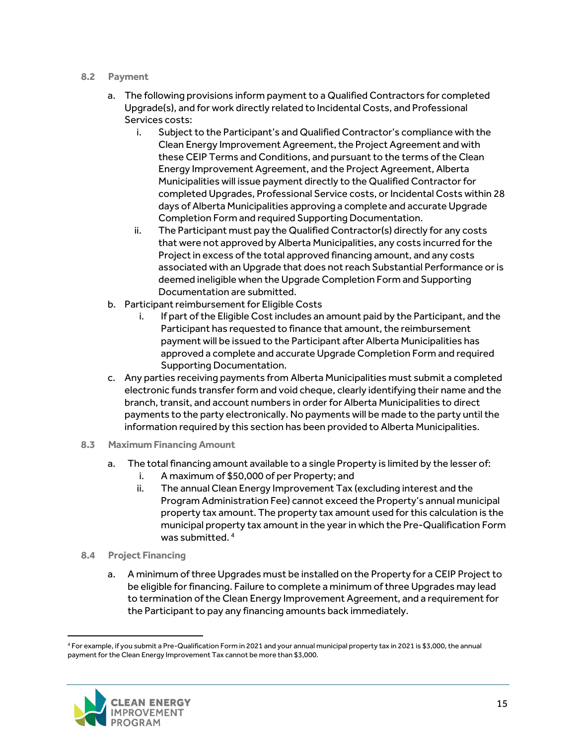### 8.2 Payment

a. The following provisions inform payment to a Qualified Contractors for completed Upgrade(s), and for work directly related to Incidental Costs, and Professional Services costs:
   i. Subject to the Participant's and Qualified Contractor's compliance with the Clean Energy Improvement Agreement, the Project Agreement and with these CEIP Terms and Conditions, and pursuant to the terms of the Clean Energy Improvement Agreement, and the Project Agreement, Alberta Municipalities will issue payment directly to the Qualified Contractor for completed Upgrades, Professional Service costs, or Incidental Costs within 28 days of Alberta Municipalities approving a complete and accurate Upgrade Completion Form and required Supporting Documentation.
   ii. The Participant must pay the Qualified Contractor(s) directly for any costs that were not approved by Alberta Municipalities, any costs incurred for the Project in excess of the total approved financing amount, and any costs associated with an Upgrade that does not reach Substantial Performance or is deemed ineligible when the Upgrade Completion Form and Supporting Documentation are submitted.

b. Participant reimbursement for Eligible Costs
   i. If part of the Eligible Cost includes an amount paid by the Participant, and the Participant has requested to finance that amount, the reimbursement payment will be issued to the Participant after Alberta Municipalities has approved a complete and accurate Upgrade Completion Form and required Supporting Documentation.

c. Any parties receiving payments from Alberta Municipalities must submit a completed electronic funds transfer form and void cheque, clearly identifying their name and the branch, transit, and account numbers in order for Alberta Municipalities to direct payments to the party electronically. No payments will be made to the party until the information required by this section has been provided to Alberta Municipalities.

### 8.3 Maximum Financing Amount

a. The total financing amount available to a single Property is limited by the lesser of:
   i. A maximum of $50,000 of per Property; and
   ii. The annual Clean Energy Improvement Tax (excluding interest and the Program Administration Fee) cannot exceed the Property's annual municipal property tax amount. The property tax amount used for this calculation is the municipal property tax amount in the year in which the Pre-Qualification Form was submitted. [4]

### 8.4 Project Financing

a. A minimum of three Upgrades must be installed on the Property for a CEIP Project to be eligible for financing. Failure to complete a minimum of three Upgrades may lead to termination of the Clean Energy Improvement Agreement, and a requirement for the Participant to pay any financing amounts back immediately.

---

[4] For example, if you submit a Pre-Qualification Form in 2021 and your annual municipal property tax in 2021 is $3,000, the annual payment for the Clean Energy Improvement Tax cannot be more than $3,000.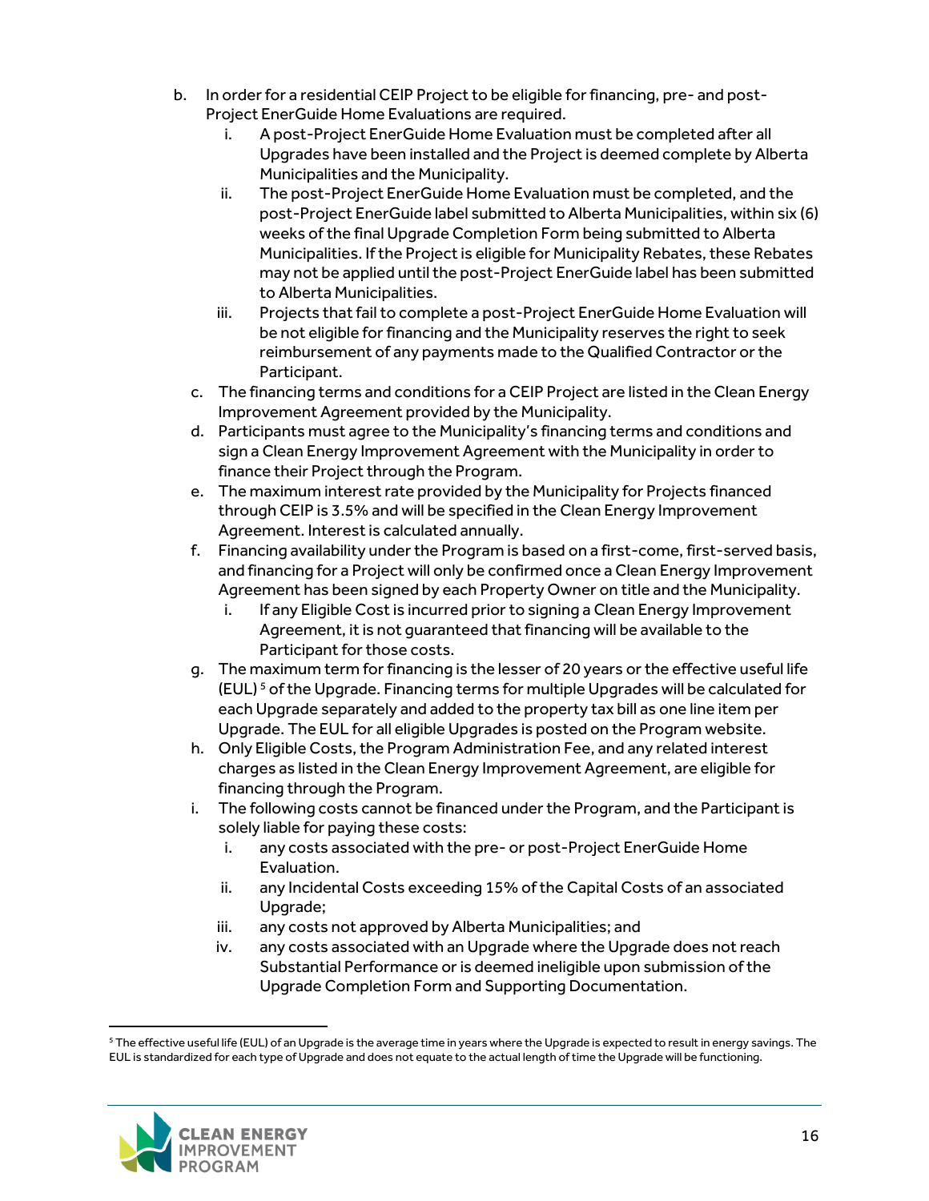b. In order for a residential CEIP Project to be eligible for financing, pre- and post-Project EnerGuide Home Evaluations are required.
   i. A post-Project EnerGuide Home Evaluation must be completed after all Upgrades have been installed and the Project is deemed complete by Alberta Municipalities and the Municipality.
   ii. The post-Project EnerGuide Home Evaluation must be completed, and the post-Project EnerGuide label submitted to Alberta Municipalities, within six (6) weeks of the final Upgrade Completion Form being submitted to Alberta Municipalities. If the Project is eligible for Municipality Rebates, these Rebates may not be applied until the post-Project EnerGuide label has been submitted to Alberta Municipalities.
   iii. Projects that fail to complete a post-Project EnerGuide Home Evaluation will be not eligible for financing and the Municipality reserves the right to seek reimbursement of any payments made to the Qualified Contractor or the Participant.

c. The financing terms and conditions for a CEIP Project are listed in the Clean Energy Improvement Agreement provided by the Municipality.

d. Participants must agree to the Municipality's financing terms and conditions and sign a Clean Energy Improvement Agreement with the Municipality in order to finance their Project through the Program.

e. The maximum interest rate provided by the Municipality for Projects financed through CEIP is 3.5% and will be specified in the Clean Energy Improvement Agreement. Interest is calculated annually.

f. Financing availability under the Program is based on a first-come, first-served basis, and financing for a Project will only be confirmed once a Clean Energy Improvement Agreement has been signed by each Property Owner on title and the Municipality.
   i. If any Eligible Cost is incurred prior to signing a Clean Energy Improvement Agreement, it is not guaranteed that financing will be available to the Participant for those costs.

g. The maximum term for financing is the lesser of 20 years or the effective useful life (EUL) [5] of the Upgrade. Financing terms for multiple Upgrades will be calculated for each Upgrade separately and added to the property tax bill as one line item per Upgrade. The EUL for all eligible Upgrades is posted on the Program website.

h. Only Eligible Costs, the Program Administration Fee, and any related interest charges as listed in the Clean Energy Improvement Agreement, are eligible for financing through the Program.

i. The following costs cannot be financed under the Program, and the Participant is solely liable for paying these costs:
   i. any costs associated with the pre- or post-Project EnerGuide Home Evaluation.
   ii. any Incidental Costs exceeding 15% of the Capital Costs of an associated Upgrade;
   iii. any costs not approved by Alberta Municipalities; and
   iv. any costs associated with an Upgrade where the Upgrade does not reach Substantial Performance or is deemed ineligible upon submission of the Upgrade Completion Form and Supporting Documentation.

---

[5] The effective useful life (EUL) of an Upgrade is the average time in years where the Upgrade is expected to result in energy savings. The EUL is standardized for each type of Upgrade and does not equate to the actual length of time the Upgrade will be functioning.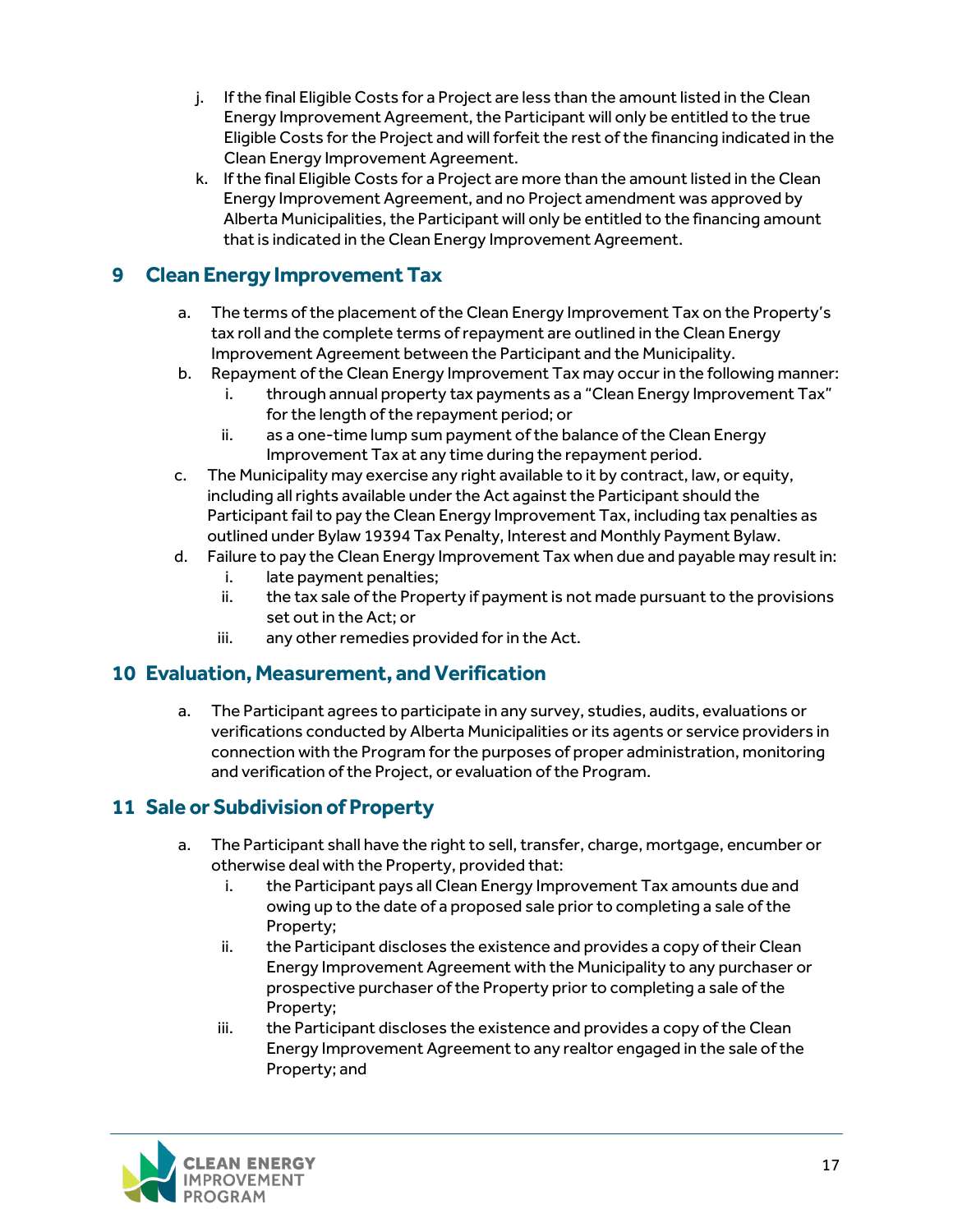j. If the final Eligible Costs for a Project are less than the amount listed in the Clean Energy Improvement Agreement, the Participant will only be entitled to the true Eligible Costs for the Project and will forfeit the rest of the financing indicated in the Clean Energy Improvement Agreement.

k. If the final Eligible Costs for a Project are more than the amount listed in the Clean Energy Improvement Agreement, and no Project amendment was approved by Alberta Municipalities, the Participant will only be entitled to the financing amount that is indicated in the Clean Energy Improvement Agreement.

## 9 Clean Energy Improvement Tax

a. The terms of the placement of the Clean Energy Improvement Tax on the Property's tax roll and the complete terms of repayment are outlined in the Clean Energy Improvement Agreement between the Participant and the Municipality.

b. Repayment of the Clean Energy Improvement Tax may occur in the following manner:
   - i. through annual property tax payments as a "Clean Energy Improvement Tax" for the length of the repayment period; or
   - ii. as a one-time lump sum payment of the balance of the Clean Energy Improvement Tax at any time during the repayment period.

c. The Municipality may exercise any right available to it by contract, law, or equity, including all rights available under the Act against the Participant should the Participant fail to pay the Clean Energy Improvement Tax, including tax penalties as outlined under Bylaw 19394 Tax Penalty, Interest and Monthly Payment Bylaw.

d. Failure to pay the Clean Energy Improvement Tax when due and payable may result in:
   - i. late payment penalties;
   - ii. the tax sale of the Property if payment is not made pursuant to the provisions set out in the Act; or
   - iii. any other remedies provided for in the Act.

## 10 Evaluation, Measurement, and Verification

a. The Participant agrees to participate in any survey, studies, audits, evaluations or verifications conducted by Alberta Municipalities or its agents or service providers in connection with the Program for the purposes of proper administration, monitoring and verification of the Project, or evaluation of the Program.

## 11 Sale or Subdivision of Property

a. The Participant shall have the right to sell, transfer, charge, mortgage, encumber or otherwise deal with the Property, provided that:
   - i. the Participant pays all Clean Energy Improvement Tax amounts due and owing up to the date of a proposed sale prior to completing a sale of the Property;
   - ii. the Participant discloses the existence and provides a copy of their Clean Energy Improvement Agreement with the Municipality to any purchaser or prospective purchaser of the Property prior to completing a sale of the Property;
   - iii. the Participant discloses the existence and provides a copy of the Clean Energy Improvement Agreement to any realtor engaged in the sale of the Property; and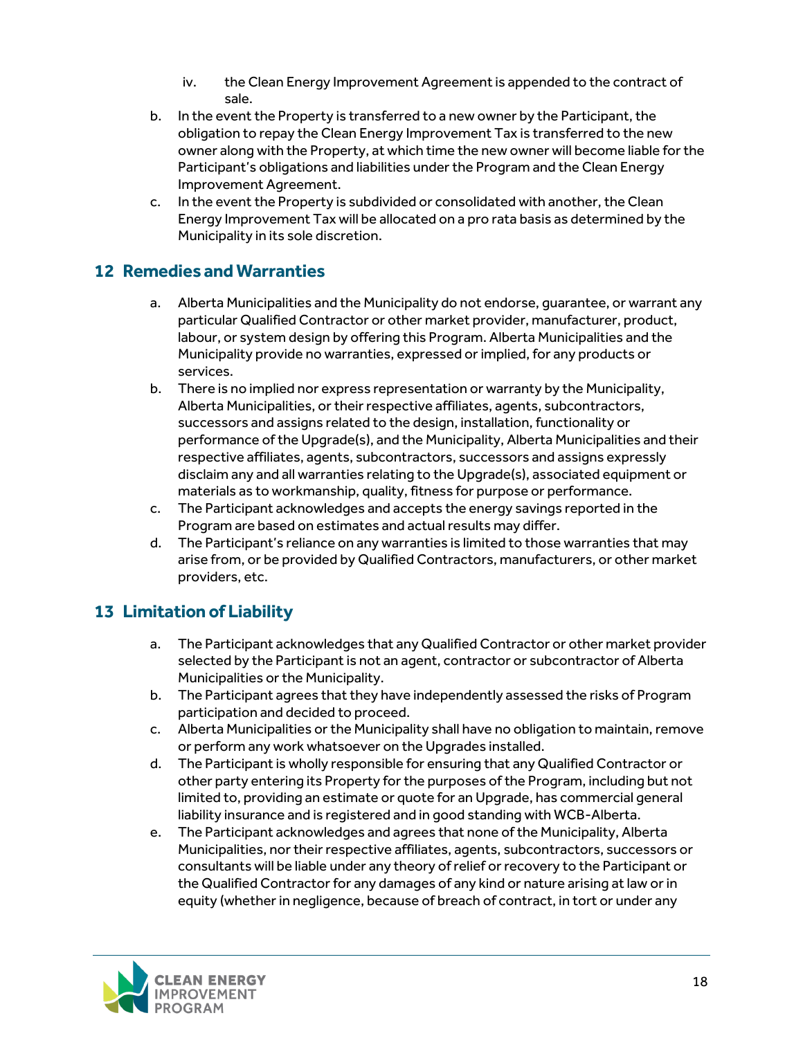iv. the Clean Energy Improvement Agreement is appended to the contract of sale.

b. In the event the Property is transferred to a new owner by the Participant, the obligation to repay the Clean Energy Improvement Tax is transferred to the new owner along with the Property, at which time the new owner will become liable for the Participant's obligations and liabilities under the Program and the Clean Energy Improvement Agreement.

c. In the event the Property is subdivided or consolidated with another, the Clean Energy Improvement Tax will be allocated on a pro rata basis as determined by the Municipality in its sole discretion.

## 12 Remedies and Warranties

a. Alberta Municipalities and the Municipality do not endorse, guarantee, or warrant any particular Qualified Contractor or other market provider, manufacturer, product, labour, or system design by offering this Program. Alberta Municipalities and the Municipality provide no warranties, expressed or implied, for any products or services.

b. There is no implied nor express representation or warranty by the Municipality, Alberta Municipalities, or their respective affiliates, agents, subcontractors, successors and assigns related to the design, installation, functionality or performance of the Upgrade(s), and the Municipality, Alberta Municipalities and their respective affiliates, agents, subcontractors, successors and assigns expressly disclaim any and all warranties relating to the Upgrade(s), associated equipment or materials as to workmanship, quality, fitness for purpose or performance.

c. The Participant acknowledges and accepts the energy savings reported in the Program are based on estimates and actual results may differ.

d. The Participant's reliance on any warranties is limited to those warranties that may arise from, or be provided by Qualified Contractors, manufacturers, or other market providers, etc.

## 13 Limitation of Liability

a. The Participant acknowledges that any Qualified Contractor or other market provider selected by the Participant is not an agent, contractor or subcontractor of Alberta Municipalities or the Municipality.

b. The Participant agrees that they have independently assessed the risks of Program participation and decided to proceed.

c. Alberta Municipalities or the Municipality shall have no obligation to maintain, remove or perform any work whatsoever on the Upgrades installed.

d. The Participant is wholly responsible for ensuring that any Qualified Contractor or other party entering its Property for the purposes of the Program, including but not limited to, providing an estimate or quote for an Upgrade, has commercial general liability insurance and is registered and in good standing with WCB-Alberta.

e. The Participant acknowledges and agrees that none of the Municipality, Alberta Municipalities, nor their respective affiliates, agents, subcontractors, successors or consultants will be liable under any theory of relief or recovery to the Participant or the Qualified Contractor for any damages of any kind or nature arising at law or in equity (whether in negligence, because of breach of contract, in tort or under any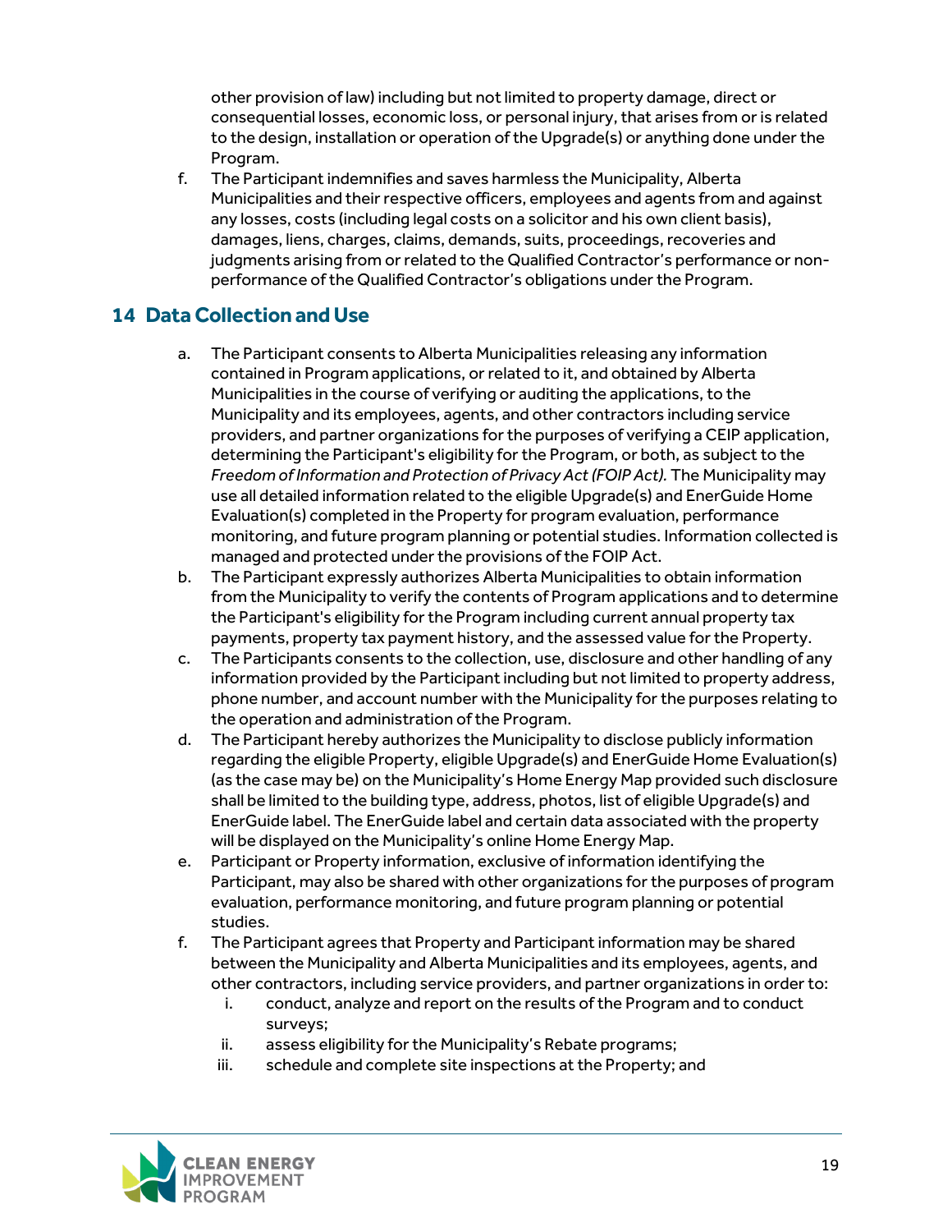other provision of law) including but not limited to property damage, direct or consequential losses, economic loss, or personal injury, that arises from or is related to the design, installation or operation of the Upgrade(s) or anything done under the Program.

f. The Participant indemnifies and saves harmless the Municipality, Alberta Municipalities and their respective officers, employees and agents from and against any losses, costs (including legal costs on a solicitor and his own client basis), damages, liens, charges, claims, demands, suits, proceedings, recoveries and judgments arising from or related to the Qualified Contractor's performance or non-performance of the Qualified Contractor's obligations under the Program.

## 14 Data Collection and Use

a. The Participant consents to Alberta Municipalities releasing any information contained in Program applications, or related to it, and obtained by Alberta Municipalities in the course of verifying or auditing the applications, to the Municipality and its employees, agents, and other contractors including service providers, and partner organizations for the purposes of verifying a CEIP application, determining the Participant's eligibility for the Program, or both, as subject to the *Freedom of Information and Protection of Privacy Act (FOIP Act).* The Municipality may use all detailed information related to the eligible Upgrade(s) and EnerGuide Home Evaluation(s) completed in the Property for program evaluation, performance monitoring, and future program planning or potential studies. Information collected is managed and protected under the provisions of the FOIP Act.

b. The Participant expressly authorizes Alberta Municipalities to obtain information from the Municipality to verify the contents of Program applications and to determine the Participant's eligibility for the Program including current annual property tax payments, property tax payment history, and the assessed value for the Property.

c. The Participants consents to the collection, use, disclosure and other handling of any information provided by the Participant including but not limited to property address, phone number, and account number with the Municipality for the purposes relating to the operation and administration of the Program.

d. The Participant hereby authorizes the Municipality to disclose publicly information regarding the eligible Property, eligible Upgrade(s) and EnerGuide Home Evaluation(s) (as the case may be) on the Municipality's Home Energy Map provided such disclosure shall be limited to the building type, address, photos, list of eligible Upgrade(s) and EnerGuide label. The EnerGuide label and certain data associated with the property will be displayed on the Municipality's online Home Energy Map.

e. Participant or Property information, exclusive of information identifying the Participant, may also be shared with other organizations for the purposes of program evaluation, performance monitoring, and future program planning or potential studies.

f. The Participant agrees that Property and Participant information may be shared between the Municipality and Alberta Municipalities and its employees, agents, and other contractors, including service providers, and partner organizations in order to:
   i. conduct, analyze and report on the results of the Program and to conduct surveys;
   ii. assess eligibility for the Municipality's Rebate programs;
   iii. schedule and complete site inspections at the Property; and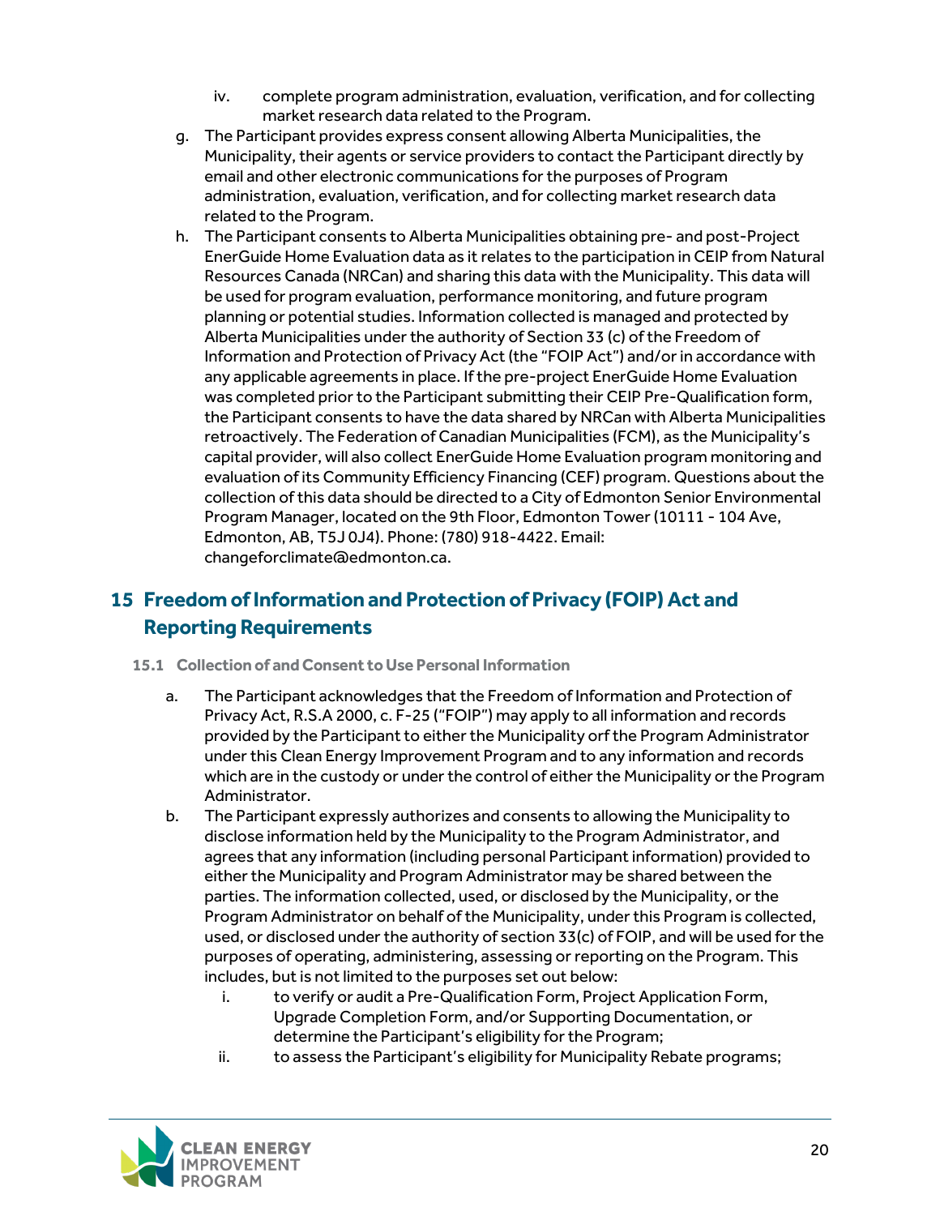iv. complete program administration, evaluation, verification, and for collecting market research data related to the Program.

g. The Participant provides express consent allowing Alberta Municipalities, the Municipality, their agents or service providers to contact the Participant directly by email and other electronic communications for the purposes of Program administration, evaluation, verification, and for collecting market research data related to the Program.

h. The Participant consents to Alberta Municipalities obtaining pre- and post-Project EnerGuide Home Evaluation data as it relates to the participation in CEIP from Natural Resources Canada (NRCan) and sharing this data with the Municipality. This data will be used for program evaluation, performance monitoring, and future program planning or potential studies. Information collected is managed and protected by Alberta Municipalities under the authority of Section 33 (c) of the Freedom of Information and Protection of Privacy Act (the "FOIP Act") and/or in accordance with any applicable agreements in place. If the pre-project EnerGuide Home Evaluation was completed prior to the Participant submitting their CEIP Pre-Qualification form, the Participant consents to have the data shared by NRCan with Alberta Municipalities retroactively. The Federation of Canadian Municipalities (FCM), as the Municipality's capital provider, will also collect EnerGuide Home Evaluation program monitoring and evaluation of its Community Efficiency Financing (CEF) program. Questions about the collection of this data should be directed to a City of Edmonton Senior Environmental Program Manager, located on the 9th Floor, Edmonton Tower (10111 - 104 Ave, Edmonton, AB, T5J 0J4). Phone: (780) 918-4422. Email: changeforclimate@edmonton.ca.

## 15 Freedom of Information and Protection of Privacy (FOIP) Act and Reporting Requirements

### 15.1 Collection of and Consent to Use Personal Information

a. The Participant acknowledges that the Freedom of Information and Protection of Privacy Act, R.S.A 2000, c. F-25 ("FOIP") may apply to all information and records provided by the Participant to either the Municipality orf the Program Administrator under this Clean Energy Improvement Program and to any information and records which are in the custody or under the control of either the Municipality or the Program Administrator.

b. The Participant expressly authorizes and consents to allowing the Municipality to disclose information held by the Municipality to the Program Administrator, and agrees that any information (including personal Participant information) provided to either the Municipality and Program Administrator may be shared between the parties. The information collected, used, or disclosed by the Municipality, or the Program Administrator on behalf of the Municipality, under this Program is collected, used, or disclosed under the authority of section 33(c) of FOIP, and will be used for the purposes of operating, administering, assessing or reporting on the Program. This includes, but is not limited to the purposes set out below:

   i. to verify or audit a Pre-Qualification Form, Project Application Form, Upgrade Completion Form, and/or Supporting Documentation, or determine the Participant's eligibility for the Program;
   
   ii. to assess the Participant's eligibility for Municipality Rebate programs;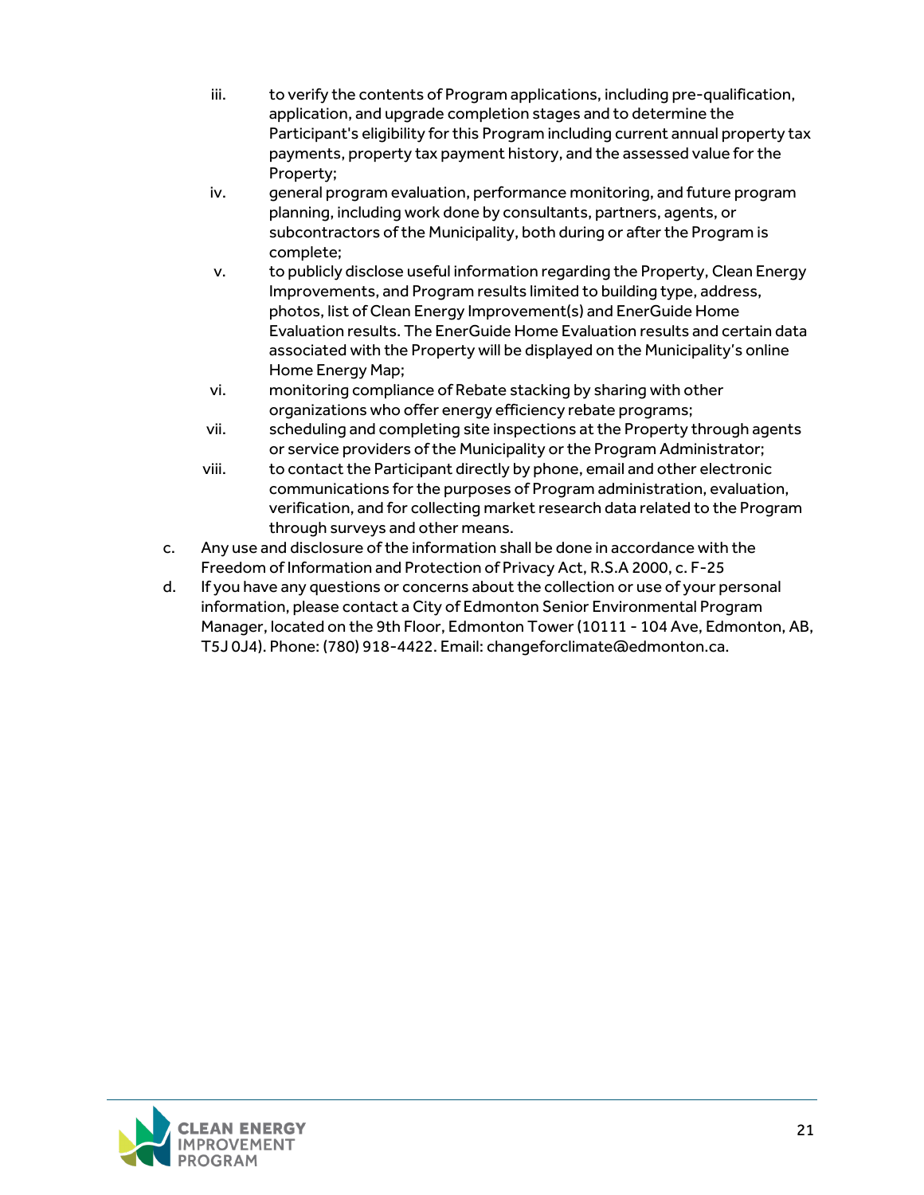iii. to verify the contents of Program applications, including pre-qualification, application, and upgrade completion stages and to determine the Participant's eligibility for this Program including current annual property tax payments, property tax payment history, and the assessed value for the Property;

iv. general program evaluation, performance monitoring, and future program planning, including work done by consultants, partners, agents, or subcontractors of the Municipality, both during or after the Program is complete;

v. to publicly disclose useful information regarding the Property, Clean Energy Improvements, and Program results limited to building type, address, photos, list of Clean Energy Improvement(s) and EnerGuide Home Evaluation results. The EnerGuide Home Evaluation results and certain data associated with the Property will be displayed on the Municipality's online Home Energy Map;

vi. monitoring compliance of Rebate stacking by sharing with other organizations who offer energy efficiency rebate programs;

vii. scheduling and completing site inspections at the Property through agents or service providers of the Municipality or the Program Administrator;

viii. to contact the Participant directly by phone, email and other electronic communications for the purposes of Program administration, evaluation, verification, and for collecting market research data related to the Program through surveys and other means.

c. Any use and disclosure of the information shall be done in accordance with the Freedom of Information and Protection of Privacy Act, R.S.A 2000, c. F-25

d. If you have any questions or concerns about the collection or use of your personal information, please contact a City of Edmonton Senior Environmental Program Manager, located on the 9th Floor, Edmonton Tower (10111 - 104 Ave, Edmonton, AB, T5J 0J4). Phone: (780) 918-4422. Email: changeforclimate@edmonton.ca.